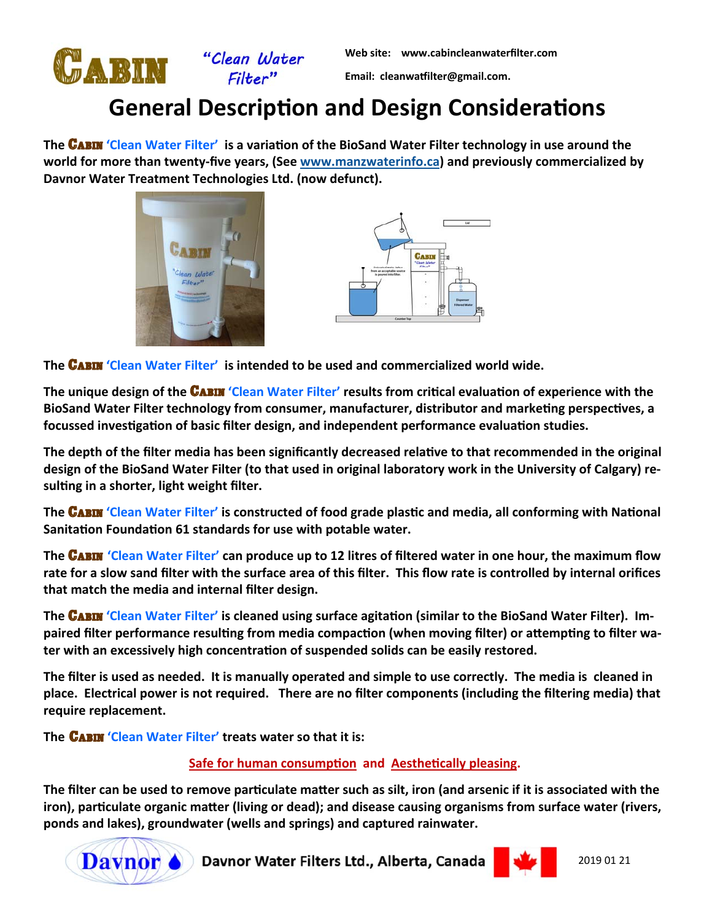CABIN "Clean Water Filter"

Web site: www.cabincleanwaterfilter.com

Email: cleanwatfilter@gmail.com.

# General Description and Design Considerations

**The CABIN 'Clean Water Filter' is a variation of the BioSand Water Filter technology in use around the world for more than twenty-five years, (See [www.manzwaterinfo.ca](http://www.manzwaterinfo.ca)) and previously commercialized by Davnor Water Treatment Technologies Ltd. (now defunct).**

**The CABIN 'Clean Water Filter' is intended to be used and commercialized world wide.**

**The unique design of the CABIN 'Clean Water Filter' results from critical evaluation of experience with the BioSand Water Filter technology from consumer, manufacturer, distributor and marketing perspectives, a focussed investigation of basic filter design, and independent performance evaluation studies.**

**The depth of the filter media has been significantly decreased relative to that recommended in the original design of the BioSand Water Filter (to that used in original laboratory work in the University of Calgary) resulting in a shorter, light weight filter.**

**The CABIN 'Clean Water Filter' is constructed of food grade plastic and media, all conforming with National Sanitation Foundation 61 standards for use with potable water.**

**The CABIN 'Clean Water Filter' can produce up to 12 litres of filtered water in one hour, the maximum flow rate for a slow sand filter with the surface area of this filter. This flow rate is controlled by internal orifices that match the media and internal filter design.**

**The CABIN 'Clean Water Filter' is cleaned using surface agitation (similar to the BioSand Water Filter). Impaired filter performance resulting from media compaction (when moving filter) or attempting to filter water with an excessively high concentration of suspended solids can be easily restored.**

**The filter is used as needed. It is manually operated and simple to use correctly. The media is cleaned in place. Electrical power is not required. There are no filter components (including the filtering media) that require replacement.**

**The CABIN 'Clean Water Filter' treats water so that it is:**

**Safe for human consumption and Aesthetically pleasing.**

**The filter can be used to remove particulate matter such as silt, iron (and arsenic if it is associated with the iron), particulate organic matter (living or dead); and disease causing organisms from surface water (rivers, ponds and lakes), groundwater (wells and springs) and captured rainwater.**

Davnor Water Filters Ltd., Alberta, Canada

2019 01 21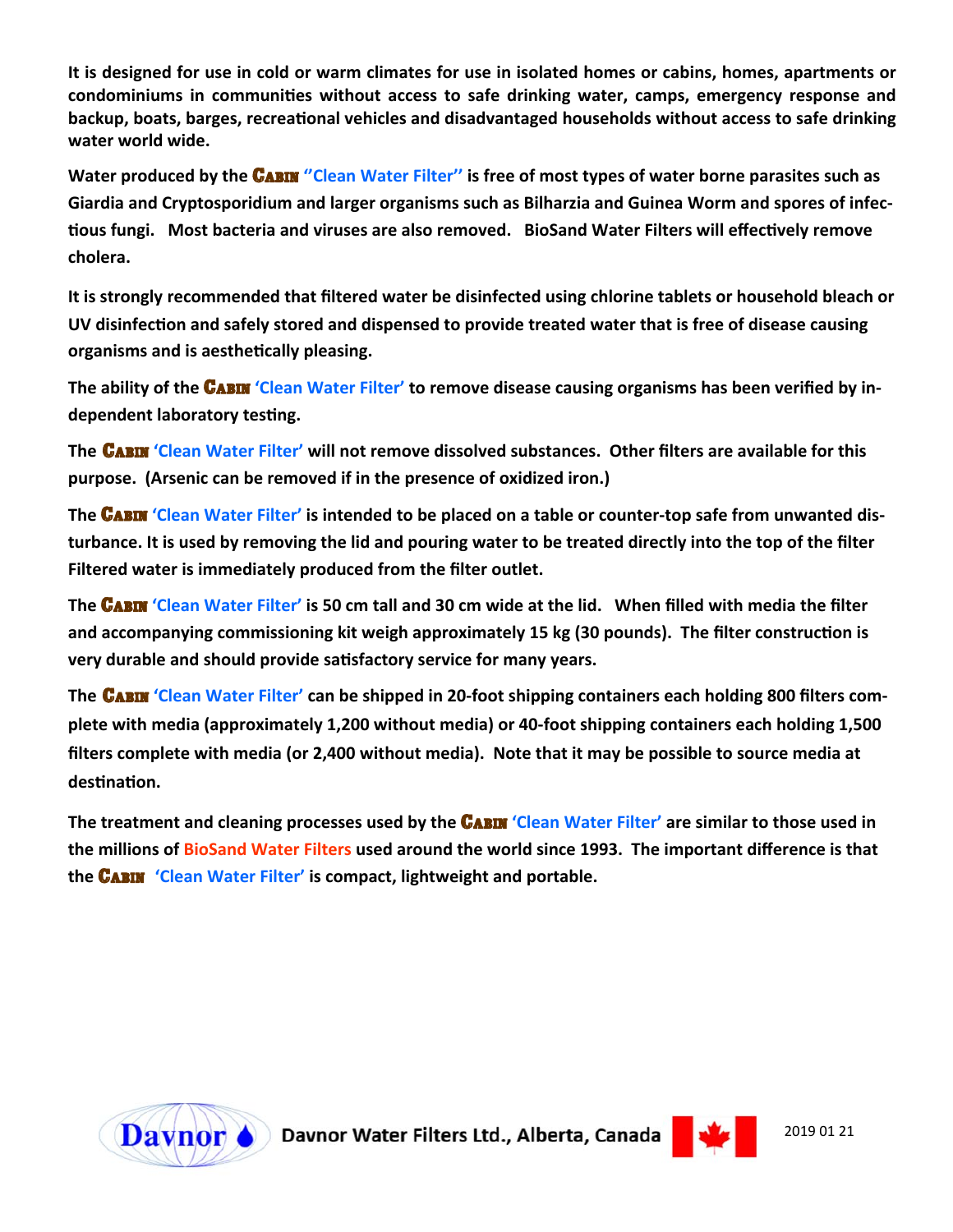**It is designed for use in cold or warm climates for use in isolated homes or cabins, homes, apartments or condominiums in communities without access to safe drinking water, camps, emergency response and backup, boats, barges, recreational vehicles and disadvantaged households without access to safe drinking water world wide.**

**Water produced by the CABIN "Clean Water Filter" is free of most types of water borne parasites such as Giardia and Cryptosporidium and larger organisms such as Bilharzia and Guinea Worm and spores of infectious fungi. Most bacteria and viruses are also removed. BioSand Water Filters will effectively remove cholera.**

**It is strongly recommended that filtered water be disinfected using chlorine tablets or household bleach or UV disinfection and safely stored and dispensed to provide treated water that is free of disease causing organisms and is aesthetically pleasing.**

**The ability of the CABIN 'Clean Water Filter' to remove disease causing organisms has been verified by independent laboratory testing.**

**The CABIN 'Clean Water Filter' will not remove dissolved substances. Other filters are available for this purpose. (Arsenic can be removed if in the presence of oxidized iron.)**

**The CABIN 'Clean Water Filter' is intended to be placed on a table or counter-top safe from unwanted disturbance. It is used by removing the lid and pouring water to be treated directly into the top of the filter Filtered water is immediately produced from the filter outlet.**

**The CABIN 'Clean Water Filter' is 50 cm tall and 30 cm wide at the lid. When filled with media the filter and accompanying commissioning kit weigh approximately 15 kg (30 pounds). The filter construction is very durable and should provide satisfactory service for many years.**

**The CABIN 'Clean Water Filter' can be shipped in 20-foot shipping containers each holding 800 filters complete with media (approximately 1,200 without media) or 40-foot shipping containers each holding 1,500 filters complete with media (or 2,400 without media). Note that it may be possible to source media at destination.**

**The treatment and cleaning processes used by the CABIN 'Clean Water Filter' are similar to those used in the millions of BioSand Water Filters used around the world since 1993. The important difference is that the CABIN 'Clean Water Filter' is compact, lightweight and portable.**

Davnor Water Filters Ltd., Alberta, Canada

2019 01 21